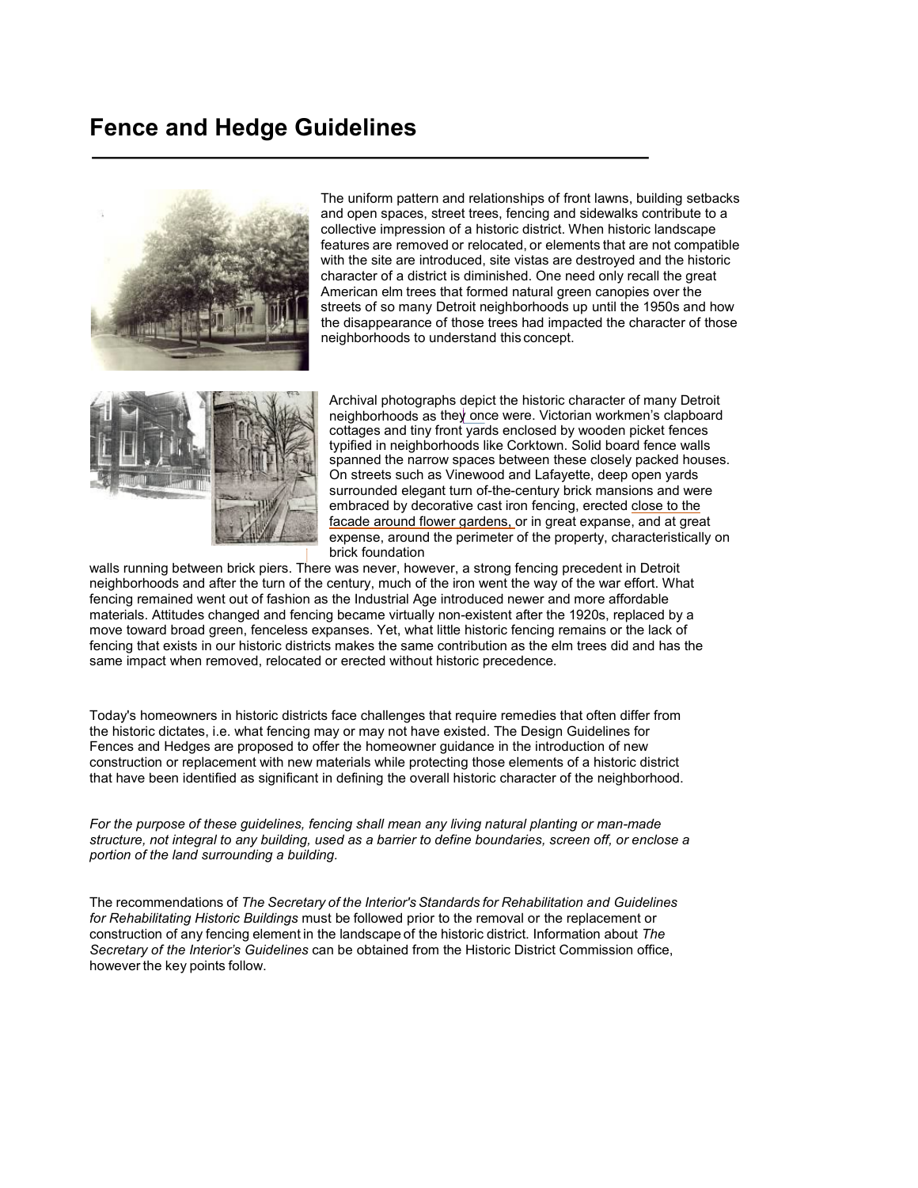# Fence and Hedge Guidelines

The uniform pattern and relationships of front lawns, building setbacks and open spaces, street trees, fencing and sidewalks contribute to a collective impression of a historic district. When historic landscape features are removed or relocated, or elements that are not compatible with the site are introduced, site vistas are destroyed and the historic character of a district is diminished. One need only recall the great American elm trees that formed natural green canopies over the streets of so many Detroit neighborhoods up until the 1950s and how the disappearance of those trees had impacted the character of those neighborhoods to understand this concept.

Archival photographs depict the historic character of many Detroit neighborhoods as they once were. Victorian workmen's clapboard cottages and tiny front yards enclosed by wooden picket fences typified in neighborhoods like Corktown. Solid board fence walls spanned the narrow spaces between these closely packed houses. On streets such as Vinewood and Lafayette, deep open yards surrounded elegant turn of-the-century brick mansions and were embraced by decorative cast iron fencing, erected close to the facade around flower gardens, or in great expanse, and at great expense, around the perimeter of the property, characteristically on brick foundation walls running between brick piers. There was never, however, a strong fencing precedent in Detroit neighborhoods and after the turn of the century, much of the iron went the way of the war effort. What fencing remained went out of fashion as the Industrial Age introduced newer and more affordable materials. Attitudes changed and fencing became virtually non-existent after the 1920s, replaced by a move toward broad green, fenceless expanses. Yet, what little historic fencing remains or the lack of fencing that exists in our historic districts makes the same contribution as the elm trees did and has the same impact when removed, relocated or erected without historic precedence.

Today's homeowners in historic districts face challenges that require remedies that often differ from the historic dictates, i.e. what fencing may or may not have existed. The Design Guidelines for Fences and Hedges are proposed to offer the homeowner guidance in the introduction of new construction or replacement with new materials while protecting those elements of a historic district that have been identified as significant in defining the overall historic character of the neighborhood.

*For the purpose of these guidelines, fencing shall mean any living natural planting or man-made structure, not integral to any building, used as a barrier to define boundaries, screen off, or enclose a portion of the land surrounding a building.*

The recommendations of *The Secretary of the Interior's Standards for Rehabilitation and Guidelines for Rehabilitating Historic Buildings* must be followed prior to the removal or the replacement or construction of any fencing element in the landscape of the historic district. Information about *The Secretary of the Interior's Guidelines* can be obtained from the Historic District Commission office, however the key points follow.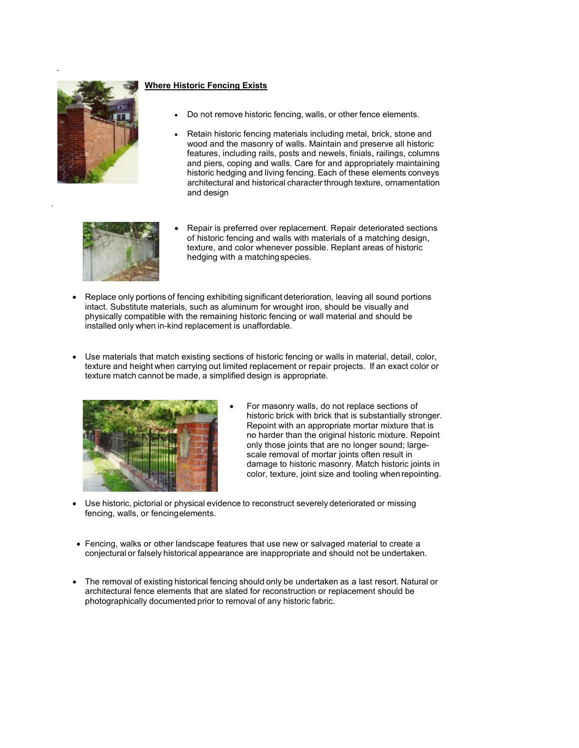## Where Historic Fencing Exists

- Do not remove historic fencing, walls, or other fence elements.
- Retain historic fencing materials including metal, brick, stone and wood and the masonry of walls. Maintain and preserve all historic features, including rails, posts and newels, finials, railings, columns and piers, coping and walls. Care for and appropriately maintaining historic hedging and living fencing. Each of these elements conveys architectural and historical character through texture, ornamentation and design
- Repair is preferred over replacement. Repair deteriorated sections of historic fencing and walls with materials of a matching design, texture, and color whenever possible. Replant areas of historic hedging with a matching species.
- Replace only portions of fencing exhibiting significant deterioration, leaving all sound portions intact. Substitute materials, such as aluminum for wrought iron, should be visually and physically compatible with the remaining historic fencing or wall material and should be installed only when in-kind replacement is unaffordable.
- Use materials that match existing sections of historic fencing or walls in material, detail, color, texture and height when carrying out limited replacement or repair projects. If an exact color or texture match cannot be made, a simplified design is appropriate.
- For masonry walls, do not replace sections of historic brick with brick that is substantially stronger. Repoint with an appropriate mortar mixture that is no harder than the original historic mixture. Repoint only those joints that are no longer sound; large-scale removal of mortar joints often result in damage to historic masonry. Match historic joints in color, texture, joint size and tooling when repointing.
- Use historic, pictorial or physical evidence to reconstruct severely deteriorated or missing fencing, walls, or fencing elements.
- Fencing, walks or other landscape features that use new or salvaged material to create a conjectural or falsely historical appearance are inappropriate and should not be undertaken.
- The removal of existing historical fencing should only be undertaken as a last resort. Natural or architectural fence elements that are slated for reconstruction or replacement should be photographically documented prior to removal of any historic fabric.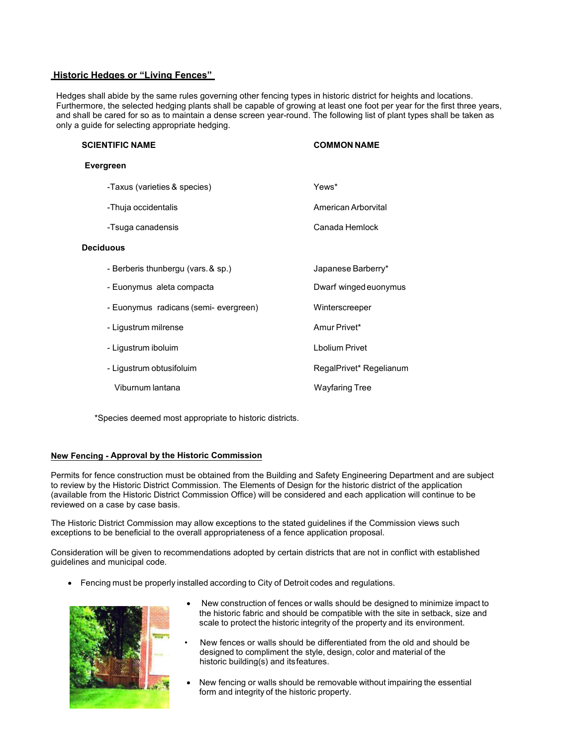## Historic Hedges or "Living Fences"

Hedges shall abide by the same rules governing other fencing types in historic district for heights and locations. Furthermore, the selected hedging plants shall be capable of growing at least one foot per year for the first three years, and shall be cared for so as to maintain a dense screen year-round. The following list of plant types shall be taken as only a guide for selecting appropriate hedging.

| SCIENTIFIC NAME | COMMON NAME |
|---|---|
| **Evergreen** | |
| -Taxus (varieties & species) | Yews* |
| -Thuja occidentalis | American Arborvital |
| -Tsuga canadensis | Canada Hemlock |
| **Deciduous** | |
| - Berberis thunbergu (vars. & sp.) | Japanese Barberry* |
| - Euonymus aleta compacta | Dwarf winged euonymus |
| - Euonymus radicans (semi- evergreen) | Winterscreeper |
| - Ligustrum milrense | Amur Privet* |
| - Ligustrum iboluim | Lbolium Privet |
| - Ligustrum obtusifoluim | RegalPrivet* Regelianum |
| Viburnum lantana | Wayfaring Tree |

*Species deemed most appropriate to historic districts.

## New Fencing - Approval by the Historic Commission

Permits for fence construction must be obtained from the Building and Safety Engineering Department and are subject to review by the Historic District Commission. The Elements of Design for the historic district of the application (available from the Historic District Commission Office) will be considered and each application will continue to be reviewed on a case by case basis.

The Historic District Commission may allow exceptions to the stated guidelines if the Commission views such exceptions to be beneficial to the overall appropriateness of a fence application proposal.

Consideration will be given to recommendations adopted by certain districts that are not in conflict with established guidelines and municipal code.

- Fencing must be properly installed according to City of Detroit codes and regulations.
- New construction of fences or walls should be designed to minimize impact to the historic fabric and should be compatible with the site in setback, size and scale to protect the historic integrity of the property and its environment.
- New fences or walls should be differentiated from the old and should be designed to compliment the style, design, color and material of the historic building(s) and its features.
- New fencing or walls should be removable without impairing the essential form and integrity of the historic property.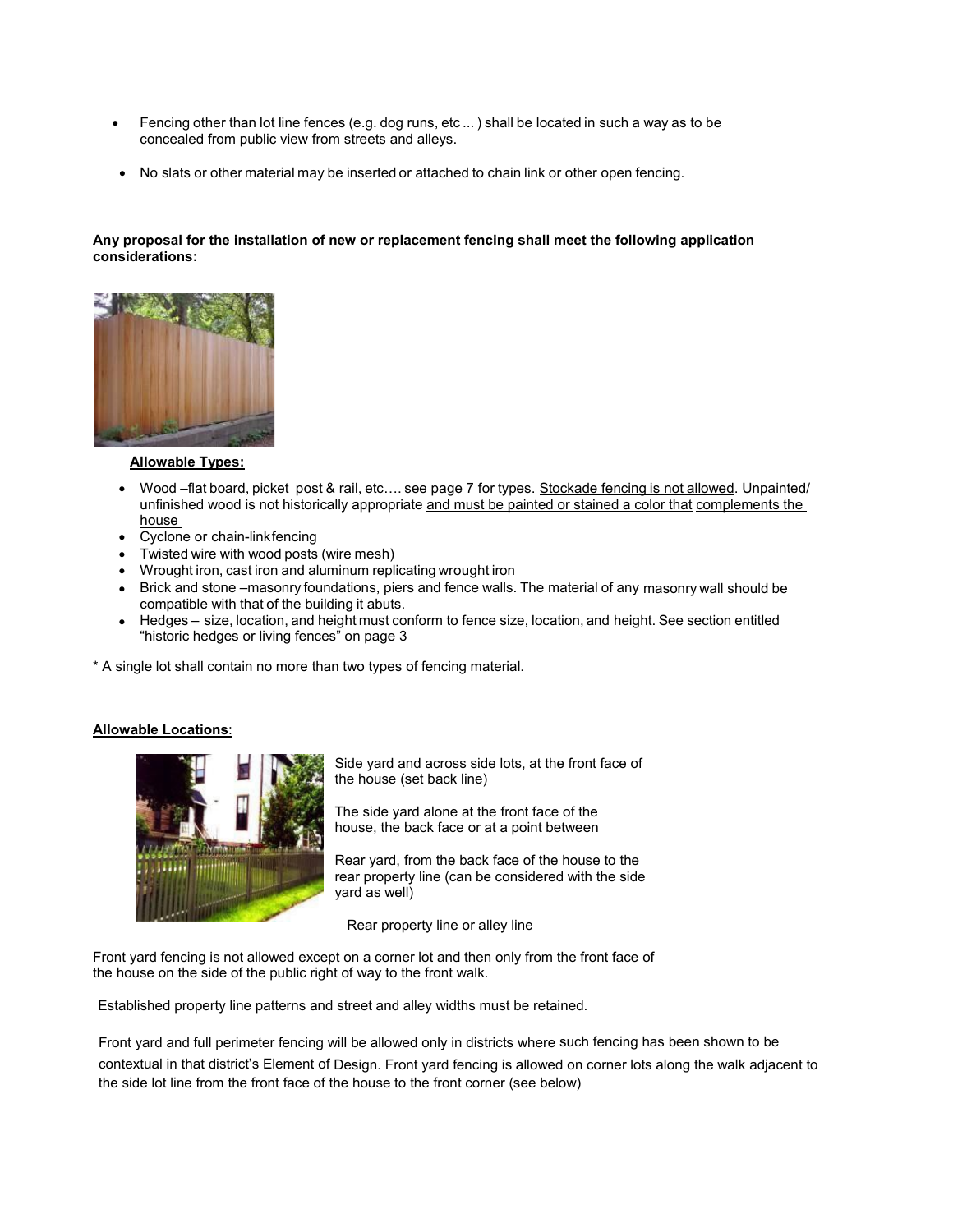- Fencing other than lot line fences (e.g. dog runs, etc ... ) shall be located in such a way as to be concealed from public view from streets and alleys.
- No slats or other material may be inserted or attached to chain link or other open fencing.

**Any proposal for the installation of new or replacement fencing shall meet the following application considerations:**

**Allowable Types:**

- Wood –flat board, picket post & rail, etc…. see page 7 for types. Stockade fencing is not allowed. Unpainted/ unfinished wood is not historically appropriate and must be painted or stained a color that complements the house
- Cyclone or chain-link fencing
- Twisted wire with wood posts (wire mesh)
- Wrought iron, cast iron and aluminum replicating wrought iron
- Brick and stone –masonry foundations, piers and fence walls. The material of any masonry wall should be compatible with that of the building it abuts.
- Hedges – size, location, and height must conform to fence size, location, and height. See section entitled "historic hedges or living fences" on page 3

* A single lot shall contain no more than two types of fencing material.

**Allowable Locations**:

Side yard and across side lots, at the front face of the house (set back line)

The side yard alone at the front face of the house, the back face or at a point between

Rear yard, from the back face of the house to the rear property line (can be considered with the side yard as well)

Rear property line or alley line

Front yard fencing is not allowed except on a corner lot and then only from the front face of the house on the side of the public right of way to the front walk.

Established property line patterns and street and alley widths must be retained.

Front yard and full perimeter fencing will be allowed only in districts where such fencing has been shown to be contextual in that district's Element of Design. Front yard fencing is allowed on corner lots along the walk adjacent to the side lot line from the front face of the house to the front corner (see below)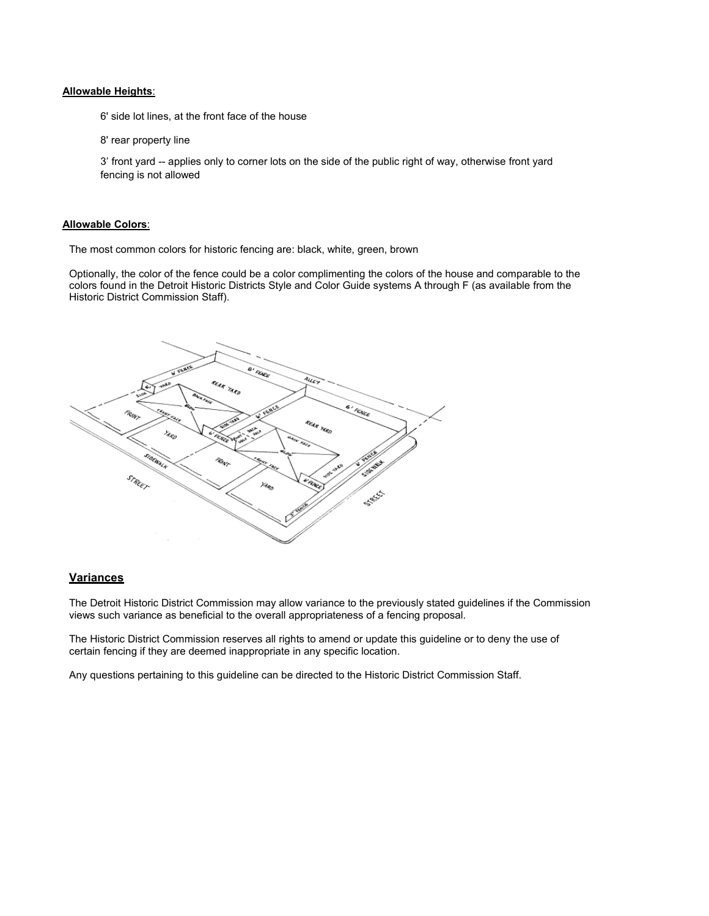**Allowable Heights**:

6' side lot lines, at the front face of the house

8' rear property line

3' front yard -- applies only to corner lots on the side of the public right of way, otherwise front yard fencing is not allowed

**Allowable Colors**:

The most common colors for historic fencing are: black, white, green, brown

Optionally, the color of the fence could be a color complimenting the colors of the house and comparable to the colors found in the Detroit Historic Districts Style and Color Guide systems A through F (as available from the Historic District Commission Staff).

## Variances

The Detroit Historic District Commission may allow variance to the previously stated guidelines if the Commission views such variance as beneficial to the overall appropriateness of a fencing proposal.

The Historic District Commission reserves all rights to amend or update this guideline or to deny the use of certain fencing if they are deemed inappropriate in any specific location.

Any questions pertaining to this guideline can be directed to the Historic District Commission Staff.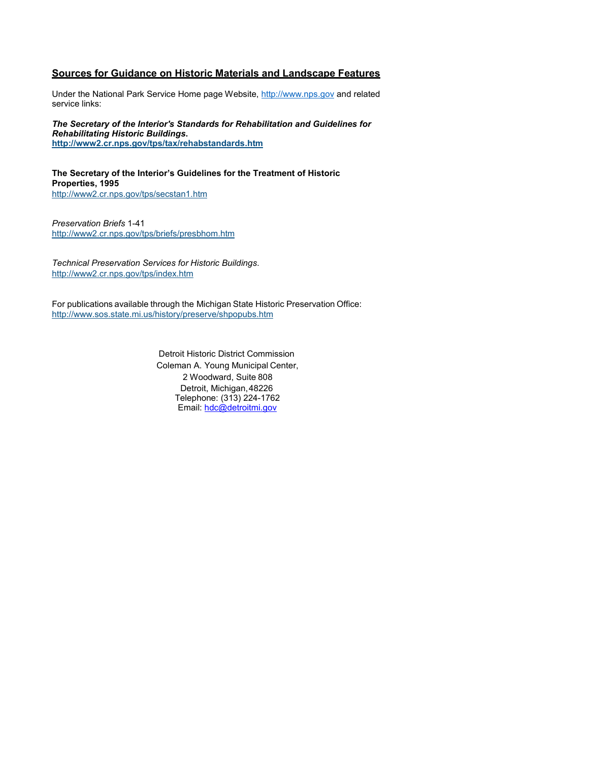## Sources for Guidance on Historic Materials and Landscape Features

Under the National Park Service Home page Website, http://www.nps.gov and related service links:

***The Secretary of the Interior's Standards for Rehabilitation and Guidelines for Rehabilitating Historic Buildings*.**
**http://www2.cr.nps.gov/tps/tax/rehabstandards.htm**

**The Secretary of the Interior's Guidelines for the Treatment of Historic Properties, 1995**
http://www2.cr.nps.gov/tps/secstan1.htm

*Preservation Briefs* 1-41
http://www2.cr.nps.gov/tps/briefs/presbhom.htm

*Technical Preservation Services for Historic Buildings.*
http://www2.cr.nps.gov/tps/index.htm

For publications available through the Michigan State Historic Preservation Office:
http://www.sos.state.mi.us/history/preserve/shpopubs.htm

Detroit Historic District Commission
Coleman A. Young Municipal Center,
2 Woodward, Suite 808
Detroit, Michigan, 48226
Telephone: (313) 224-1762
Email: hdc@detroitmi.gov